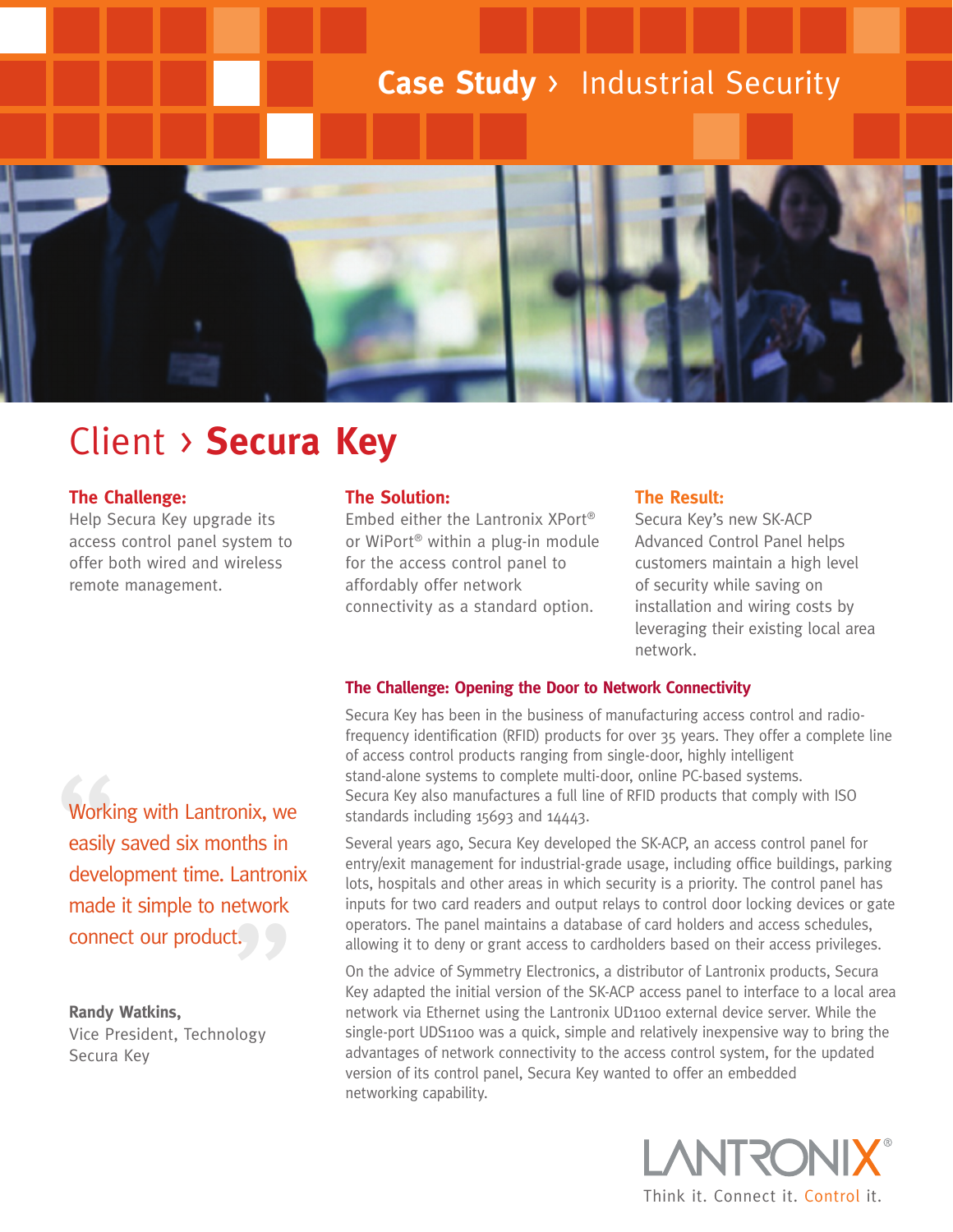Case Study › Industrial Security

# Client › **Secura Key**

### The Challenge:

Help Secura Key upgrade its access control panel system to offer both wired and wireless remote management.

### The Solution:

Embed either the Lantronix XPort® or WiPort® within a plug-in module for the access control panel to affordably offer network connectivity as a standard option.

### The Result:

Secura Key's new SK-ACP Advanced Control Panel helps customers maintain a high level of security while saving on installation and wiring costs by leveraging their existing local area network.

> "Working with Lantronix, we easily saved six months in development time. Lantronix made it simple to network connect our product."
>
> **Randy Watkins,**
> Vice President, Technology
> Secura Key

## The Challenge: Opening the Door to Network Connectivity

Secura Key has been in the business of manufacturing access control and radio-frequency identification (RFID) products for over 35 years. They offer a complete line of access control products ranging from single-door, highly intelligent stand-alone systems to complete multi-door, online PC-based systems. Secura Key also manufactures a full line of RFID products that comply with ISO standards including 15693 and 14443.

Several years ago, Secura Key developed the SK-ACP, an access control panel for entry/exit management for industrial-grade usage, including office buildings, parking lots, hospitals and other areas in which security is a priority. The control panel has inputs for two card readers and output relays to control door locking devices or gate operators. The panel maintains a database of card holders and access schedules, allowing it to deny or grant access to cardholders based on their access privileges.

On the advice of Symmetry Electronics, a distributor of Lantronix products, Secura Key adapted the initial version of the SK-ACP access panel to interface to a local area network via Ethernet using the Lantronix UD1100 external device server. While the single-port UDS1100 was a quick, simple and relatively inexpensive way to bring the advantages of network connectivity to the access control system, for the updated version of its control panel, Secura Key wanted to offer an embedded networking capability.

LANTRONIX®
Think it. Connect it. Control it.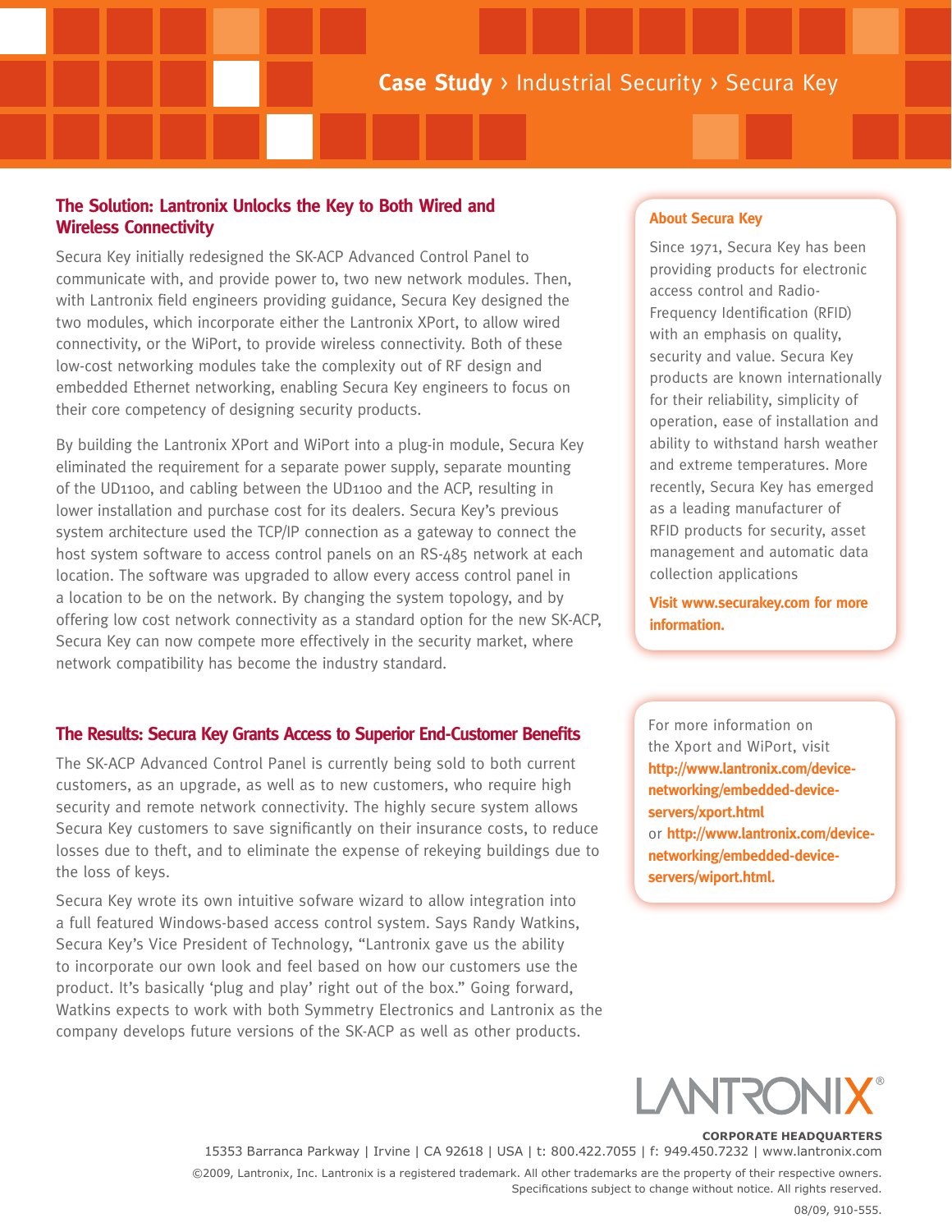Case Study › Industrial Security › Secura Key

## The Solution: Lantronix Unlocks the Key to Both Wired and Wireless Connectivity

Secura Key initially redesigned the SK-ACP Advanced Control Panel to communicate with, and provide power to, two new network modules. Then, with Lantronix field engineers providing guidance, Secura Key designed the two modules, which incorporate either the Lantronix XPort, to allow wired connectivity, or the WiPort, to provide wireless connectivity. Both of these low-cost networking modules take the complexity out of RF design and embedded Ethernet networking, enabling Secura Key engineers to focus on their core competency of designing security products.

By building the Lantronix XPort and WiPort into a plug-in module, Secura Key eliminated the requirement for a separate power supply, separate mounting of the UD1100, and cabling between the UD1100 and the ACP, resulting in lower installation and purchase cost for its dealers. Secura Key's previous system architecture used the TCP/IP connection as a gateway to connect the host system software to access control panels on an RS-485 network at each location. The software was upgraded to allow every access control panel in a location to be on the network. By changing the system topology, and by offering low cost network connectivity as a standard option for the new SK-ACP, Secura Key can now compete more effectively in the security market, where network compatibility has become the industry standard.

## The Results: Secura Key Grants Access to Superior End-Customer Benefits

The SK-ACP Advanced Control Panel is currently being sold to both current customers, as an upgrade, as well as to new customers, who require high security and remote network connectivity. The highly secure system allows Secura Key customers to save significantly on their insurance costs, to reduce losses due to theft, and to eliminate the expense of rekeying buildings due to the loss of keys.

Secura Key wrote its own intuitive sofware wizard to allow integration into a full featured Windows-based access control system. Says Randy Watkins, Secura Key's Vice President of Technology, "Lantronix gave us the ability to incorporate our own look and feel based on how our customers use the product. It's basically 'plug and play' right out of the box." Going forward, Watkins expects to work with both Symmetry Electronics and Lantronix as the company develops future versions of the SK-ACP as well as other products.

### About Secura Key

Since 1971, Secura Key has been providing products for electronic access control and Radio-Frequency Identification (RFID) with an emphasis on quality, security and value. Secura Key products are known internationally for their reliability, simplicity of operation, ease of installation and ability to withstand harsh weather and extreme temperatures. More recently, Secura Key has emerged as a leading manufacturer of RFID products for security, asset management and automatic data collection applications

**Visit www.securakey.com for more information.**

For more information on the Xport and WiPort, visit **http://www.lantronix.com/device-networking/embedded-device-servers/xport.html** or **http://www.lantronix.com/device-networking/embedded-device-servers/wiport.html.**

LANTRONIX®

**CORPORATE HEADQUARTERS**

15353 Barranca Parkway | Irvine | CA 92618 | USA | t: 800.422.7055 | f: 949.450.7232 | www.lantronix.com

©2009, Lantronix, Inc. Lantronix is a registered trademark. All other trademarks are the property of their respective owners. Specifications subject to change without notice. All rights reserved.

08/09, 910-555.